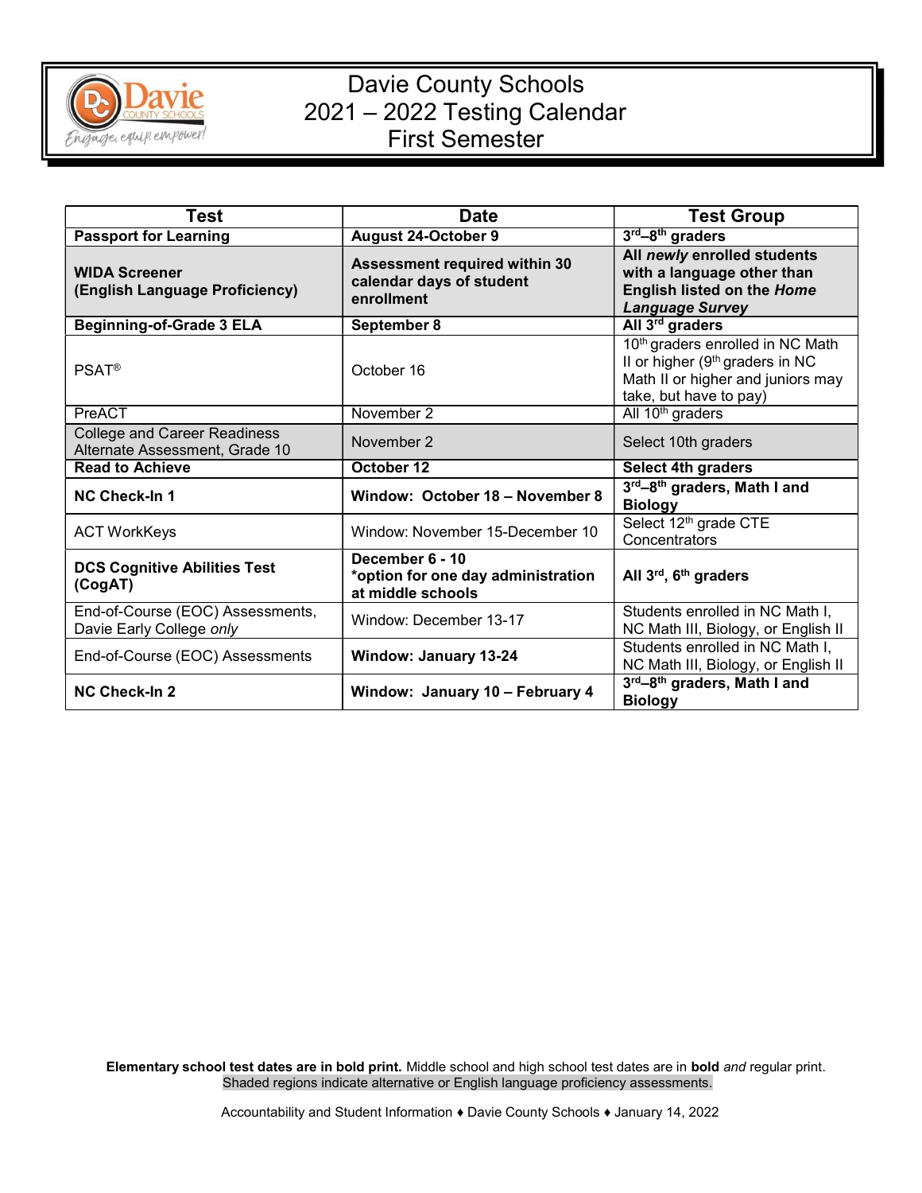# Davie County Schools
# 2021 – 2022 Testing Calendar
# First Semester

| Test | Date | Test Group |
|---|---|---|
| **Passport for Learning** | **August 24-October 9** | **3rd–8th graders** |
| **WIDA Screener (English Language Proficiency)** | **Assessment required within 30 calendar days of student enrollment** | **All *newly* enrolled students with a language other than English listed on the *Home Language Survey*** |
| **Beginning-of-Grade 3 ELA** | **September 8** | **All 3rd graders** |
| PSAT® | October 16 | 10th graders enrolled in NC Math II or higher (9th graders in NC Math II or higher and juniors may take, but have to pay) |
| PreACT | November 2 | All 10th graders |
| College and Career Readiness Alternate Assessment, Grade 10 | November 2 | Select 10th graders |
| **Read to Achieve** | **October 12** | **Select 4th graders** |
| **NC Check-In 1** | **Window: October 18 – November 8** | **3rd–8th graders, Math I and Biology** |
| ACT WorkKeys | Window: November 15-December 10 | Select 12th grade CTE Concentrators |
| **DCS Cognitive Abilities Test (CogAT)** | **December 6 - 10 *option for one day administration at middle schools** | **All 3rd, 6th graders** |
| End-of-Course (EOC) Assessments, Davie Early College *only* | Window: December 13-17 | Students enrolled in NC Math I, NC Math III, Biology, or English II |
| End-of-Course (EOC) Assessments | **Window: January 13-24** | Students enrolled in NC Math I, NC Math III, Biology, or English II |
| **NC Check-In 2** | **Window: January 10 – February 4** | **3rd–8th graders, Math I and Biology** |

**Elementary school test dates are in bold print.** Middle school and high school test dates are in **bold** *and* regular print.
Shaded regions indicate alternative or English language proficiency assessments.

Accountability and Student Information ♦ Davie County Schools ♦ January 14, 2022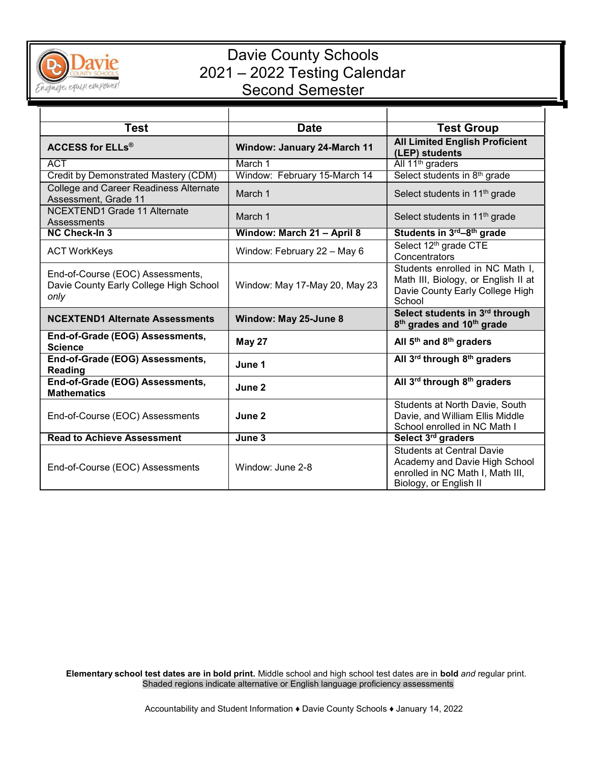# Davie County Schools
# 2021 – 2022 Testing Calendar
# Second Semester

| Test | Date | Test Group |
|---|---|---|
| **ACCESS for ELLs®** | **Window: January 24-March 11** | **All Limited English Proficient (LEP) students** |
| ACT | March 1 | All 11th graders |
| Credit by Demonstrated Mastery (CDM) | Window: February 15-March 14 | Select students in 8th grade |
| College and Career Readiness Alternate Assessment, Grade 11 | March 1 | Select students in 11th grade |
| NCEXTEND1 Grade 11 Alternate Assessments | March 1 | Select students in 11th grade |
| **NC Check-In 3** | **Window: March 21 – April 8** | **Students in 3rd–8th grade** |
| ACT WorkKeys | Window: February 22 – May 6 | Select 12th grade CTE Concentrators |
| End-of-Course (EOC) Assessments, Davie County Early College High School *only* | Window: May 17-May 20, May 23 | Students enrolled in NC Math I, Math III, Biology, or English II at Davie County Early College High School |
| **NCEXTEND1 Alternate Assessments** | **Window: May 25-June 8** | **Select students in 3rd through 8th grades and 10th grade** |
| **End-of-Grade (EOG) Assessments, Science** | **May 27** | **All 5th and 8th graders** |
| **End-of-Grade (EOG) Assessments, Reading** | **June 1** | **All 3rd through 8th graders** |
| **End-of-Grade (EOG) Assessments, Mathematics** | **June 2** | **All 3rd through 8th graders** |
| End-of-Course (EOC) Assessments | **June 2** | Students at North Davie, South Davie, and William Ellis Middle School enrolled in NC Math I |
| **Read to Achieve Assessment** | **June 3** | **Select 3rd graders** |
| End-of-Course (EOC) Assessments | Window: June 2-8 | Students at Central Davie Academy and Davie High School enrolled in NC Math I, Math III, Biology, or English II |

**Elementary school test dates are in bold print.** Middle school and high school test dates are in **bold** *and* regular print.
Shaded regions indicate alternative or English language proficiency assessments

Accountability and Student Information ♦ Davie County Schools ♦ January 14, 2022